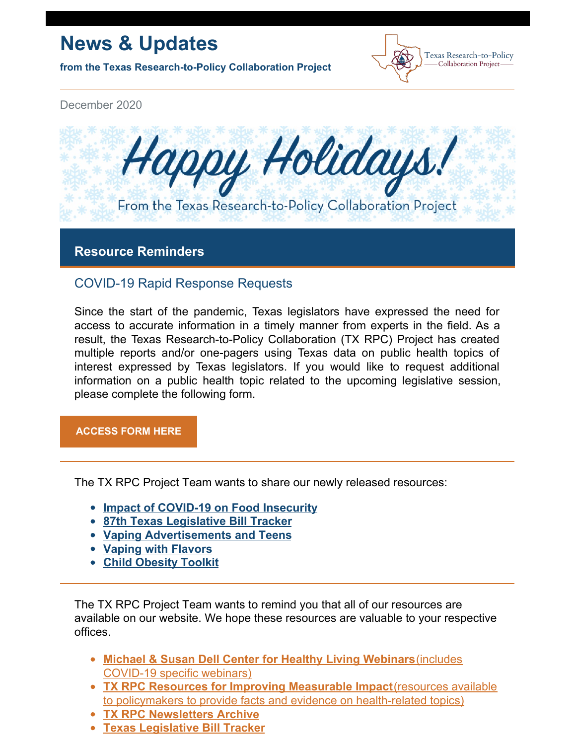# News & Updates

**from the Texas Research-to-Policy Collaboration Project**

Texas Research-to-Policy Collaboration Project

December 2020

Happy Holidays!

From the Texas Research-to-Policy Collaboration Project

## Resource Reminders

### COVID-19 Rapid Response Requests

Since the start of the pandemic, Texas legislators have expressed the need for access to accurate information in a timely manner from experts in the field. As a result, the Texas Research-to-Policy Collaboration (TX RPC) Project has created multiple reports and/or one-pagers using Texas data on public health topics of interest expressed by Texas legislators. If you would like to request additional information on a public health topic related to the upcoming legislative session, please complete the following form.

**ACCESS FORM HERE**

---

The TX RPC Project Team wants to share our newly released resources:

- **Impact of COVID-19 on Food Insecurity**
- **87th Texas Legislative Bill Tracker**
- **Vaping Advertisements and Teens**
- **Vaping with Flavors**
- **Child Obesity Toolkit**

---

The TX RPC Project Team wants to remind you that all of our resources are available on our website. We hope these resources are valuable to your respective offices.

- **Michael & Susan Dell Center for Healthy Living Webinars** (includes COVID-19 specific webinars)
- **TX RPC Resources for Improving Measurable Impact** (resources available to policymakers to provide facts and evidence on health-related topics)
- **TX RPC Newsletters Archive**
- **Texas Legislative Bill Tracker**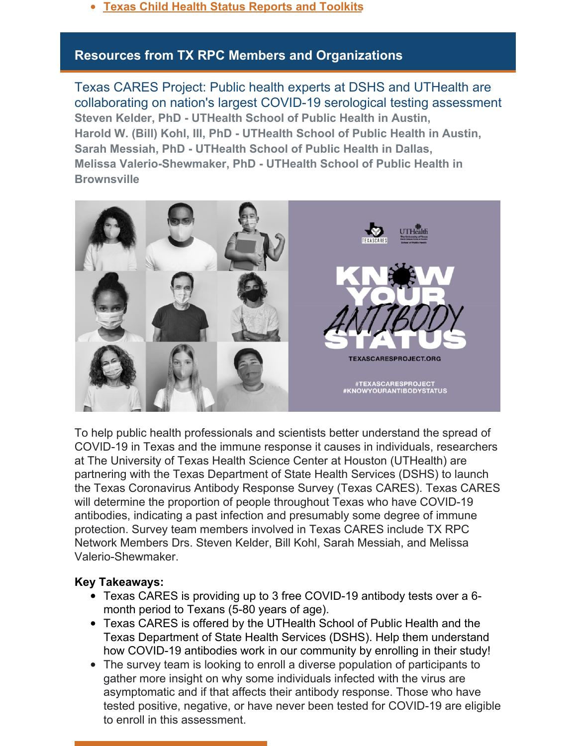- **Texas Child Health Status Reports and Toolkits**

## Resources from TX RPC Members and Organizations

### Texas CARES Project: Public health experts at DSHS and UTHealth are collaborating on nation's largest COVID-19 serological testing assessment

**Steven Kelder, PhD - UTHealth School of Public Health in Austin,**
**Harold W. (Bill) Kohl, III, PhD - UTHealth School of Public Health in Austin,**
**Sarah Messiah, PhD - UTHealth School of Public Health in Dallas,**
**Melissa Valerio-Shewmaker, PhD - UTHealth School of Public Health in Brownsville**

To help public health professionals and scientists better understand the spread of COVID-19 in Texas and the immune response it causes in individuals, researchers at The University of Texas Health Science Center at Houston (UTHealth) are partnering with the Texas Department of State Health Services (DSHS) to launch the Texas Coronavirus Antibody Response Survey (Texas CARES). Texas CARES will determine the proportion of people throughout Texas who have COVID-19 antibodies, indicating a past infection and presumably some degree of immune protection. Survey team members involved in Texas CARES include TX RPC Network Members Drs. Steven Kelder, Bill Kohl, Sarah Messiah, and Melissa Valerio-Shewmaker.

**Key Takeaways:**

- Texas CARES is providing up to 3 free COVID-19 antibody tests over a 6-month period to Texans (5-80 years of age).
- Texas CARES is offered by the UTHealth School of Public Health and the Texas Department of State Health Services (DSHS). Help them understand how COVID-19 antibodies work in our community by enrolling in their study!
- The survey team is looking to enroll a diverse population of participants to gather more insight on why some individuals infected with the virus are asymptomatic and if that affects their antibody response. Those who have tested positive, negative, or have never been tested for COVID-19 are eligible to enroll in this assessment.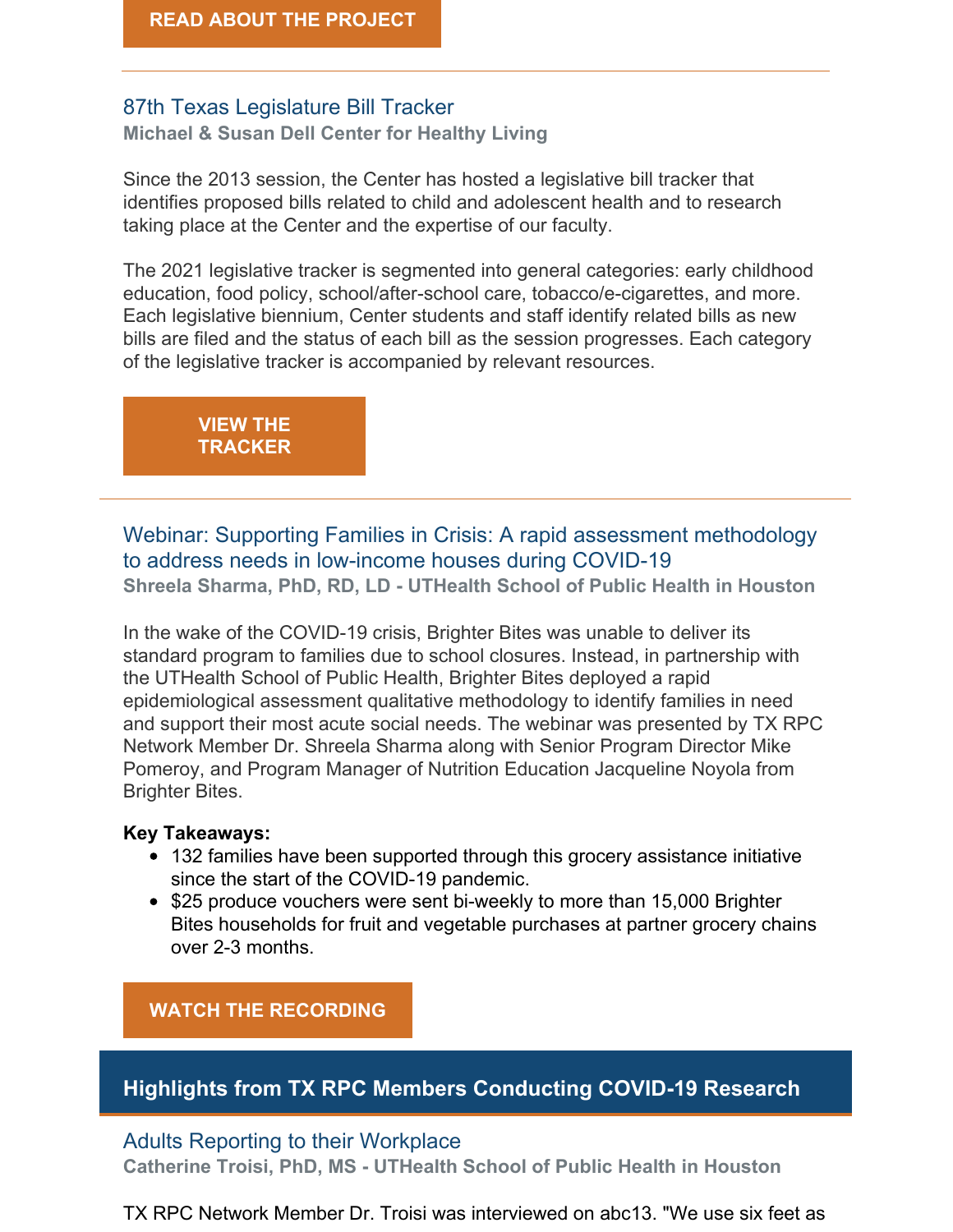**READ ABOUT THE PROJECT**

---

### 87th Texas Legislature Bill Tracker

**Michael & Susan Dell Center for Healthy Living**

Since the 2013 session, the Center has hosted a legislative bill tracker that identifies proposed bills related to child and adolescent health and to research taking place at the Center and the expertise of our faculty.

The 2021 legislative tracker is segmented into general categories: early childhood education, food policy, school/after-school care, tobacco/e-cigarettes, and more. Each legislative biennium, Center students and staff identify related bills as new bills are filed and the status of each bill as the session progresses. Each category of the legislative tracker is accompanied by relevant resources.

**VIEW THE TRACKER**

---

### Webinar: Supporting Families in Crisis: A rapid assessment methodology to address needs in low-income houses during COVID-19

**Shreela Sharma, PhD, RD, LD - UTHealth School of Public Health in Houston**

In the wake of the COVID-19 crisis, Brighter Bites was unable to deliver its standard program to families due to school closures. Instead, in partnership with the UTHealth School of Public Health, Brighter Bites deployed a rapid epidemiological assessment qualitative methodology to identify families in need and support their most acute social needs. The webinar was presented by TX RPC Network Member Dr. Shreela Sharma along with Senior Program Director Mike Pomeroy, and Program Manager of Nutrition Education Jacqueline Noyola from Brighter Bites.

**Key Takeaways:**

- 132 families have been supported through this grocery assistance initiative since the start of the COVID-19 pandemic.
- $25 produce vouchers were sent bi-weekly to more than 15,000 Brighter Bites households for fruit and vegetable purchases at partner grocery chains over 2-3 months.

**WATCH THE RECORDING**

## Highlights from TX RPC Members Conducting COVID-19 Research

### Adults Reporting to their Workplace

**Catherine Troisi, PhD, MS - UTHealth School of Public Health in Houston**

TX RPC Network Member Dr. Troisi was interviewed on abc13. "We use six feet as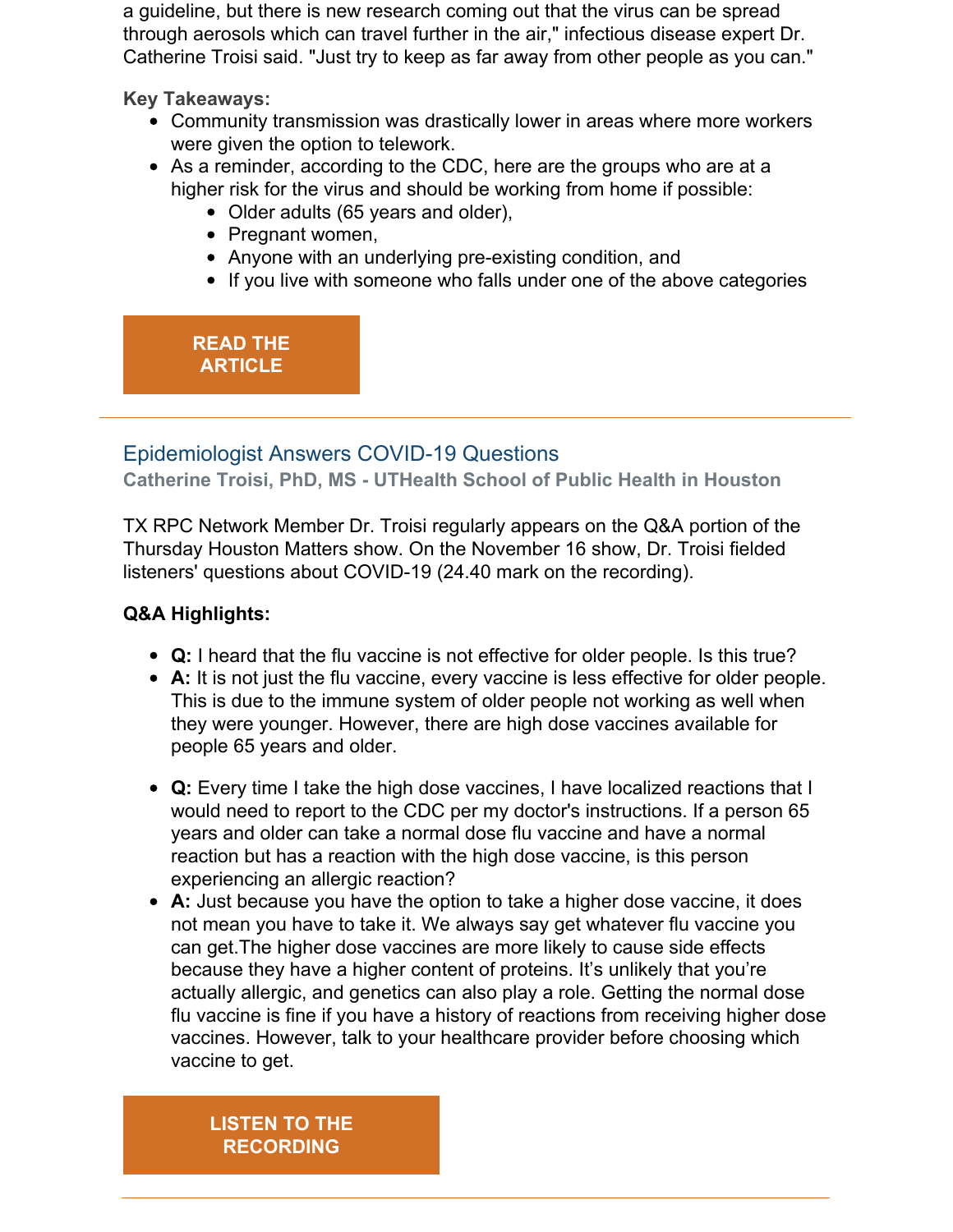a guideline, but there is new research coming out that the virus can be spread through aerosols which can travel further in the air," infectious disease expert Dr. Catherine Troisi said. "Just try to keep as far away from other people as you can."

**Key Takeaways:**

- Community transmission was drastically lower in areas where more workers were given the option to telework.
- As a reminder, according to the CDC, here are the groups who are at a higher risk for the virus and should be working from home if possible:
  - Older adults (65 years and older),
  - Pregnant women,
  - Anyone with an underlying pre-existing condition, and
  - If you live with someone who falls under one of the above categories

**READ THE ARTICLE**

---

## Epidemiologist Answers COVID-19 Questions

**Catherine Troisi, PhD, MS - UTHealth School of Public Health in Houston**

TX RPC Network Member Dr. Troisi regularly appears on the Q&A portion of the Thursday Houston Matters show. On the November 16 show, Dr. Troisi fielded listeners' questions about COVID-19 (24.40 mark on the recording).

**Q&A Highlights:**

- **Q:** I heard that the flu vaccine is not effective for older people. Is this true?
- **A:** It is not just the flu vaccine, every vaccine is less effective for older people. This is due to the immune system of older people not working as well when they were younger. However, there are high dose vaccines available for people 65 years and older.

- **Q:** Every time I take the high dose vaccines, I have localized reactions that I would need to report to the CDC per my doctor's instructions. If a person 65 years and older can take a normal dose flu vaccine and have a normal reaction but has a reaction with the high dose vaccine, is this person experiencing an allergic reaction?
- **A:** Just because you have the option to take a higher dose vaccine, it does not mean you have to take it. We always say get whatever flu vaccine you can get.The higher dose vaccines are more likely to cause side effects because they have a higher content of proteins. It's unlikely that you're actually allergic, and genetics can also play a role. Getting the normal dose flu vaccine is fine if you have a history of reactions from receiving higher dose vaccines. However, talk to your healthcare provider before choosing which vaccine to get.

**LISTEN TO THE RECORDING**

---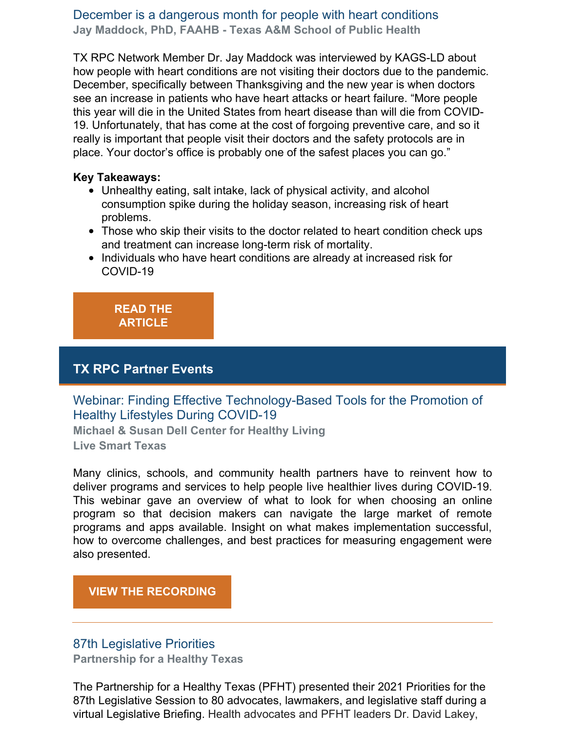### December is a dangerous month for people with heart conditions

**Jay Maddock, PhD, FAAHB - Texas A&M School of Public Health**

TX RPC Network Member Dr. Jay Maddock was interviewed by KAGS-LD about how people with heart conditions are not visiting their doctors due to the pandemic. December, specifically between Thanksgiving and the new year is when doctors see an increase in patients who have heart attacks or heart failure. “More people this year will die in the United States from heart disease than will die from COVID-19. Unfortunately, that has come at the cost of forgoing preventive care, and so it really is important that people visit their doctors and the safety protocols are in place. Your doctor’s office is probably one of the safest places you can go.”

**Key Takeaways:**

- Unhealthy eating, salt intake, lack of physical activity, and alcohol consumption spike during the holiday season, increasing risk of heart problems.
- Those who skip their visits to the doctor related to heart condition check ups and treatment can increase long-term risk of mortality.
- Individuals who have heart conditions are already at increased risk for COVID-19

READ THE ARTICLE

## TX RPC Partner Events

### Webinar: Finding Effective Technology-Based Tools for the Promotion of Healthy Lifestyles During COVID-19

**Michael & Susan Dell Center for Healthy Living**
**Live Smart Texas**

Many clinics, schools, and community health partners have to reinvent how to deliver programs and services to help people live healthier lives during COVID-19. This webinar gave an overview of what to look for when choosing an online program so that decision makers can navigate the large market of remote programs and apps available. Insight on what makes implementation successful, how to overcome challenges, and best practices for measuring engagement were also presented.

VIEW THE RECORDING

---

### 87th Legislative Priorities

**Partnership for a Healthy Texas**

The Partnership for a Healthy Texas (PFHT) presented their 2021 Priorities for the 87th Legislative Session to 80 advocates, lawmakers, and legislative staff during a virtual Legislative Briefing. Health advocates and PFHT leaders Dr. David Lakey,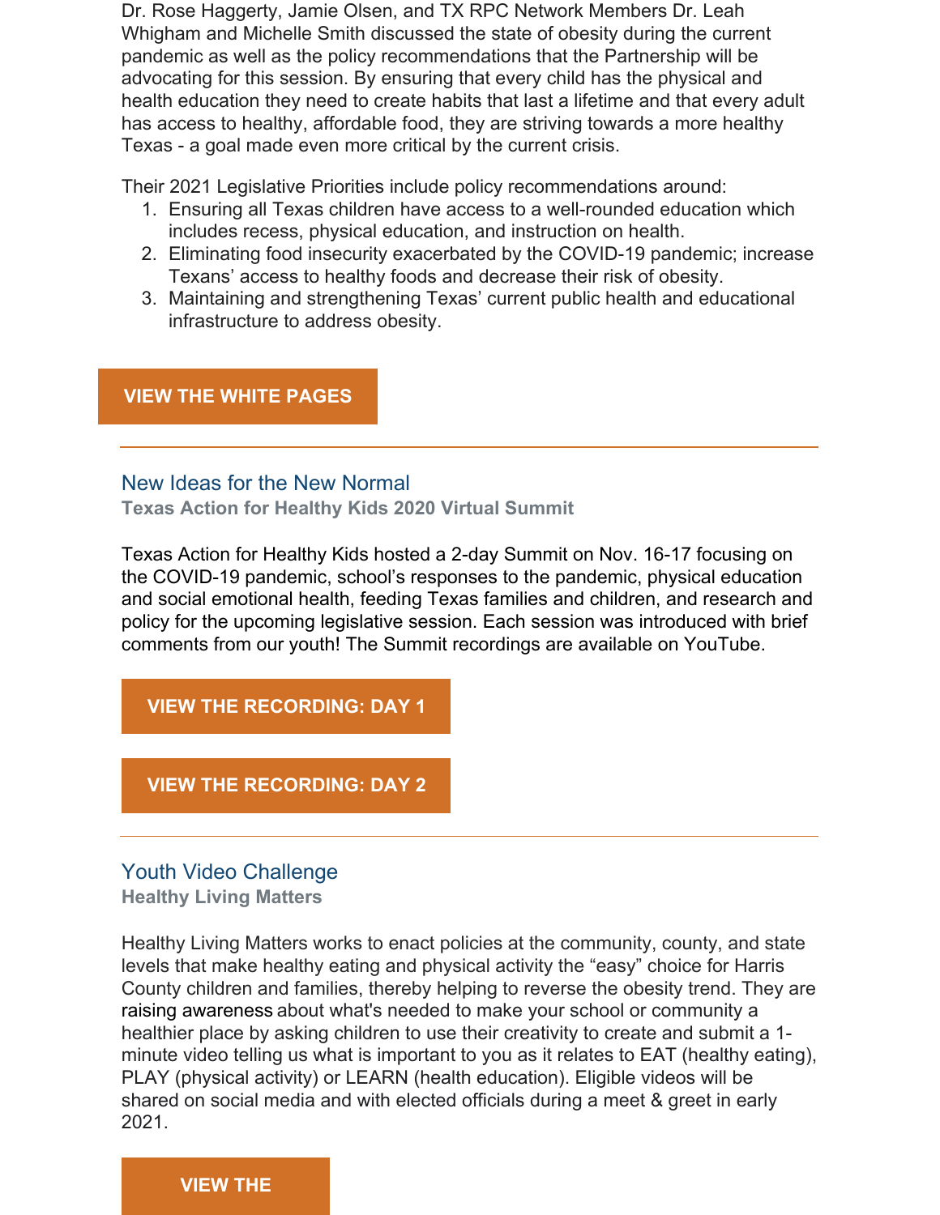Dr. Rose Haggerty, Jamie Olsen, and TX RPC Network Members Dr. Leah Whigham and Michelle Smith discussed the state of obesity during the current pandemic as well as the policy recommendations that the Partnership will be advocating for this session. By ensuring that every child has the physical and health education they need to create habits that last a lifetime and that every adult has access to healthy, affordable food, they are striving towards a more healthy Texas - a goal made even more critical by the current crisis.

Their 2021 Legislative Priorities include policy recommendations around:

1. Ensuring all Texas children have access to a well-rounded education which includes recess, physical education, and instruction on health.
2. Eliminating food insecurity exacerbated by the COVID-19 pandemic; increase Texans' access to healthy foods and decrease their risk of obesity.
3. Maintaining and strengthening Texas' current public health and educational infrastructure to address obesity.

**VIEW THE WHITE PAGES**

---

## New Ideas for the New Normal

**Texas Action for Healthy Kids 2020 Virtual Summit**

Texas Action for Healthy Kids hosted a 2-day Summit on Nov. 16-17 focusing on the COVID-19 pandemic, school's responses to the pandemic, physical education and social emotional health, feeding Texas families and children, and research and policy for the upcoming legislative session. Each session was introduced with brief comments from our youth! The Summit recordings are available on YouTube.

**VIEW THE RECORDING: DAY 1**

**VIEW THE RECORDING: DAY 2**

---

## Youth Video Challenge

**Healthy Living Matters**

Healthy Living Matters works to enact policies at the community, county, and state levels that make healthy eating and physical activity the "easy" choice for Harris County children and families, thereby helping to reverse the obesity trend. They are raising awareness about what's needed to make your school or community a healthier place by asking children to use their creativity to create and submit a 1-minute video telling us what is important to you as it relates to EAT (healthy eating), PLAY (physical activity) or LEARN (health education). Eligible videos will be shared on social media and with elected officials during a meet & greet in early 2021.

**VIEW THE**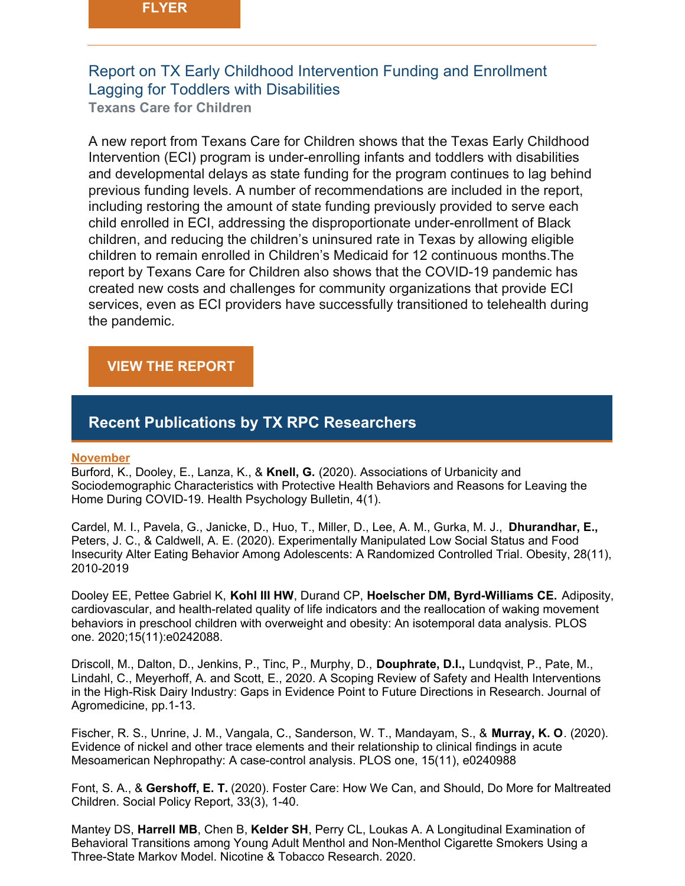**FLYER**

---

### Report on TX Early Childhood Intervention Funding and Enrollment Lagging for Toddlers with Disabilities

**Texans Care for Children**

A new report from Texans Care for Children shows that the Texas Early Childhood Intervention (ECI) program is under-enrolling infants and toddlers with disabilities and developmental delays as state funding for the program continues to lag behind previous funding levels. A number of recommendations are included in the report, including restoring the amount of state funding previously provided to serve each child enrolled in ECI, addressing the disproportionate under-enrollment of Black children, and reducing the children's uninsured rate in Texas by allowing eligible children to remain enrolled in Children's Medicaid for 12 continuous months.The report by Texans Care for Children also shows that the COVID-19 pandemic has created new costs and challenges for community organizations that provide ECI services, even as ECI providers have successfully transitioned to telehealth during the pandemic.

**VIEW THE REPORT**

## Recent Publications by TX RPC Researchers

**November**

Burford, K., Dooley, E., Lanza, K., & **Knell, G.** (2020). Associations of Urbanicity and Sociodemographic Characteristics with Protective Health Behaviors and Reasons for Leaving the Home During COVID-19. Health Psychology Bulletin, 4(1).

Cardel, M. I., Pavela, G., Janicke, D., Huo, T., Miller, D., Lee, A. M., Gurka, M. J., **Dhurandhar, E.,** Peters, J. C., & Caldwell, A. E. (2020). Experimentally Manipulated Low Social Status and Food Insecurity Alter Eating Behavior Among Adolescents: A Randomized Controlled Trial. Obesity, 28(11), 2010-2019

Dooley EE, Pettee Gabriel K, **Kohl III HW**, Durand CP, **Hoelscher DM, Byrd-Williams CE.** Adiposity, cardiovascular, and health-related quality of life indicators and the reallocation of waking movement behaviors in preschool children with overweight and obesity: An isotemporal data analysis. PLOS one. 2020;15(11):e0242088.

Driscoll, M., Dalton, D., Jenkins, P., Tinc, P., Murphy, D., **Douphrate, D.I.,** Lundqvist, P., Pate, M., Lindahl, C., Meyerhoff, A. and Scott, E., 2020. A Scoping Review of Safety and Health Interventions in the High-Risk Dairy Industry: Gaps in Evidence Point to Future Directions in Research. Journal of Agromedicine, pp.1-13.

Fischer, R. S., Unrine, J. M., Vangala, C., Sanderson, W. T., Mandayam, S., & **Murray, K. O**. (2020). Evidence of nickel and other trace elements and their relationship to clinical findings in acute Mesoamerican Nephropathy: A case-control analysis. PLOS one, 15(11), e0240988

Font, S. A., & **Gershoff, E. T.** (2020). Foster Care: How We Can, and Should, Do More for Maltreated Children. Social Policy Report, 33(3), 1-40.

Mantey DS, **Harrell MB**, Chen B, **Kelder SH**, Perry CL, Loukas A. A Longitudinal Examination of Behavioral Transitions among Young Adult Menthol and Non-Menthol Cigarette Smokers Using a Three-State Markov Model. Nicotine & Tobacco Research. 2020.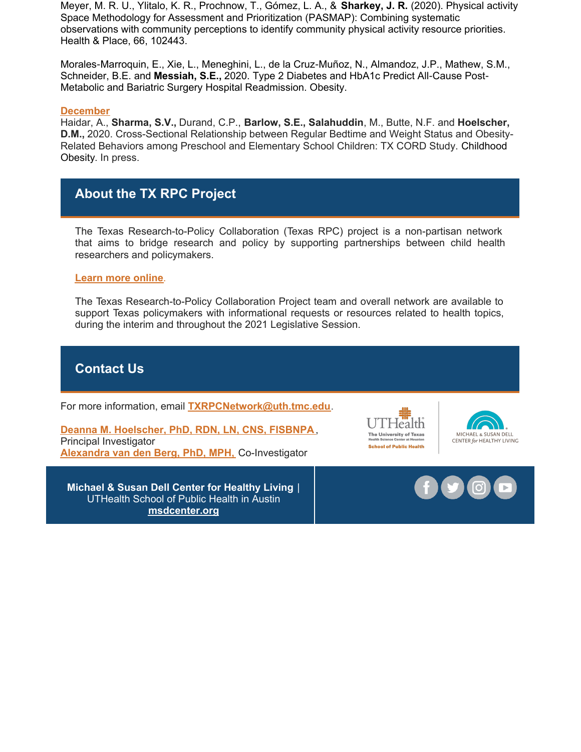Meyer, M. R. U., Ylitalo, K. R., Prochnow, T., Gómez, L. A., & **Sharkey, J. R.** (2020). Physical activity Space Methodology for Assessment and Prioritization (PASMAP): Combining systematic observations with community perceptions to identify community physical activity resource priorities. Health & Place, 66, 102443.

Morales-Marroquin, E., Xie, L., Meneghini, L., de la Cruz-Muñoz, N., Almandoz, J.P., Mathew, S.M., Schneider, B.E. and **Messiah, S.E.,** 2020. Type 2 Diabetes and HbA1c Predict All-Cause Post-Metabolic and Bariatric Surgery Hospital Readmission. Obesity.

**December**

Haidar, A., **Sharma, S.V.,** Durand, C.P., **Barlow, S.E., Salahuddin**, M., Butte, N.F. and **Hoelscher, D.M.,** 2020. Cross-Sectional Relationship between Regular Bedtime and Weight Status and Obesity-Related Behaviors among Preschool and Elementary School Children: TX CORD Study. Childhood Obesity. In press.

## About the TX RPC Project

The Texas Research-to-Policy Collaboration (Texas RPC) project is a non-partisan network that aims to bridge research and policy by supporting partnerships between child health researchers and policymakers.

**Learn more online**.

The Texas Research-to-Policy Collaboration Project team and overall network are available to support Texas policymakers with informational requests or resources related to health topics, during the interim and throughout the 2021 Legislative Session.

## Contact Us

For more information, email **TXRPCNetwork@uth.tmc.edu**.

**Deanna M. Hoelscher, PhD, RDN, LN, CNS, FISBNPA**, Principal Investigator
**Alexandra van den Berg, PhD, MPH,** Co-Investigator

UTHealth The University of Texas Health Science Center at Houston School of Public Health

MICHAEL & SUSAN DELL CENTER for HEALTHY LIVING

**Michael & Susan Dell Center for Healthy Living** | UTHealth School of Public Health in Austin
**msdcenter.org**